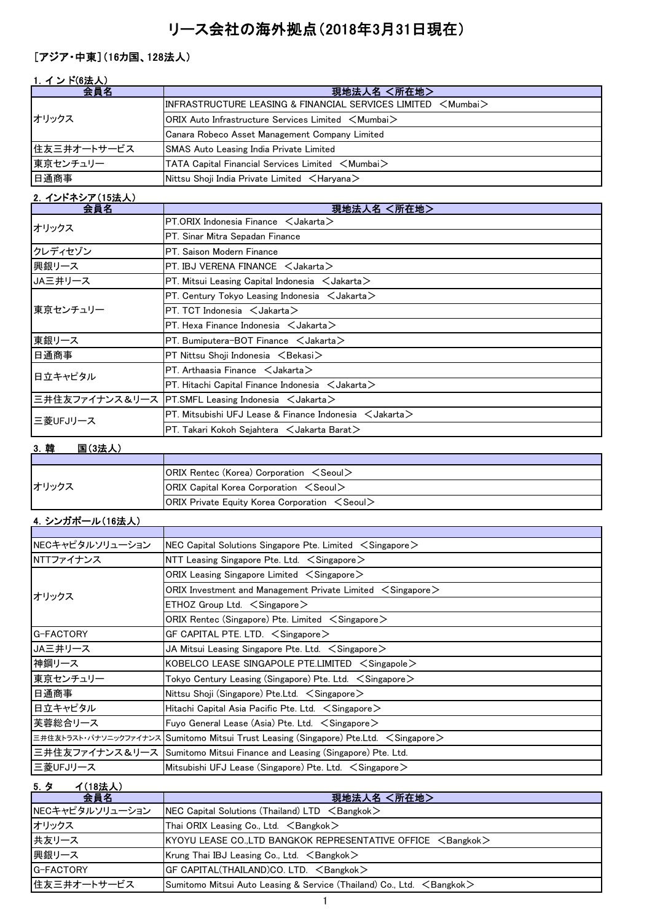# リース会社の海外拠点（2018年3月31日現在）

## ［アジア・中東］（16カ国、128法人）

### 1. インド(6法人)

| 会員名 | 現地法人名 ＜所在地＞ |
|---|---|
| オリックス | INFRASTRUCTURE LEASING & FINANCIAL SERVICES LIMITED ＜Mumbai＞ |
| | ORIX Auto Infrastructure Services Limited ＜Mumbai＞ |
| | Canara Robeco Asset Management Company Limited |
| 住友三井オートサービス | SMAS Auto Leasing India Private Limited |
| 東京センチュリー | TATA Capital Financial Services Limited ＜Mumbai＞ |
| 日通商事 | Nittsu Shoji India Private Limited ＜Haryana＞ |

### 2. インドネシア(15法人)

| 会員名 | 現地法人名 ＜所在地＞ |
|---|---|
| オリックス | PT.ORIX Indonesia Finance ＜Jakarta＞ |
| | PT. Sinar Mitra Sepadan Finance |
| クレディセゾン | PT. Saison Modern Finance |
| 興銀リース | PT. IBJ VERENA FINANCE ＜Jakarta＞ |
| JA三井リース | PT. Mitsui Leasing Capital Indonesia ＜Jakarta＞ |
| 東京センチュリー | PT. Century Tokyo Leasing Indonesia ＜Jakarta＞ |
| | PT. TCT Indonesia ＜Jakarta＞ |
| | PT. Hexa Finance Indonesia ＜Jakarta＞ |
| 東銀リース | PT. Bumiputera-BOT Finance ＜Jakarta＞ |
| 日通商事 | PT Nittsu Shoji Indonesia ＜Bekasi＞ |
| 日立キャピタル | PT. Arthaasia Finance ＜Jakarta＞ |
| | PT. Hitachi Capital Finance Indonesia ＜Jakarta＞ |
| 三井住友ファイナンス＆リース | PT.SMFL Leasing Indonesia ＜Jakarta＞ |
| 三菱UFJリース | PT. Mitsubishi UFJ Lease & Finance Indonesia ＜Jakarta＞ |
| | PT. Takari Kokoh Sejahtera ＜Jakarta Barat＞ |

### 3. 韓　　国(3法人)

| | |
|---|---|
| オリックス | ORIX Rentec (Korea) Corporation ＜Seoul＞ |
| | ORIX Capital Korea Corporation ＜Seoul＞ |
| | ORIX Private Equity Korea Corporation ＜Seoul＞ |

### 4. シンガポール(16法人)

| | |
|---|---|
| NECキャピタルソリューション | NEC Capital Solutions Singapore Pte. Limited ＜Singapore＞ |
| NTTファイナンス | NTT Leasing Singapore Pte. Ltd. ＜Singapore＞ |
| オリックス | ORIX Leasing Singapore Limited ＜Singapore＞ |
| | ORIX Investment and Management Private Limited ＜Singapore＞ |
| | ETHOZ Group Ltd. ＜Singapore＞ |
| | ORIX Rentec (Singapore) Pte. Limited ＜Singapore＞ |
| G-FACTORY | GF CAPITAL PTE. LTD. ＜Singapore＞ |
| JA三井リース | JA Mitsui Leasing Singapore Pte. Ltd. ＜Singapore＞ |
| 神鋼リース | KOBELCO LEASE SINGAPOLE PTE.LIMITED ＜Singapole＞ |
| 東京センチュリー | Tokyo Century Leasing (Singapore) Pte. Ltd. ＜Singapore＞ |
| 日通商事 | Nittsu Shoji (Singapore) Pte.Ltd. ＜Singapore＞ |
| 日立キャピタル | Hitachi Capital Asia Pacific Pte. Ltd. ＜Singapore＞ |
| 芙蓉総合リース | Fuyo General Lease (Asia) Pte. Ltd. ＜Singapore＞ |
| 三井住友トラスト・パナソニックファイナンス | Sumitomo Mitsui Trust Leasing (Singapore) Pte.Ltd. ＜Singapore＞ |
| 三井住友ファイナンス＆リース | Sumitomo Mitsui Finance and Leasing (Singapore) Pte. Ltd. |
| 三菱UFJリース | Mitsubishi UFJ Lease (Singapore) Pte. Ltd. ＜Singapore＞ |

### 5. タ　　イ(18法人)

| 会員名 | 現地法人名 ＜所在地＞ |
|---|---|
| NECキャピタルソリューション | NEC Capital Solutions (Thailand) LTD ＜Bangkok＞ |
| オリックス | Thai ORIX Leasing Co., Ltd. ＜Bangkok＞ |
| 共友リース | KYOYU LEASE CO.,LTD BANGKOK REPRESENTATIVE OFFICE ＜Bangkok＞ |
| 興銀リース | Krung Thai IBJ Leasing Co., Ltd. ＜Bangkok＞ |
| G-FACTORY | GF CAPITAL(THAILAND)CO. LTD. ＜Bangkok＞ |
| 住友三井オートサービス | Sumitomo Mitsui Auto Leasing & Service (Thailand) Co., Ltd. ＜Bangkok＞ |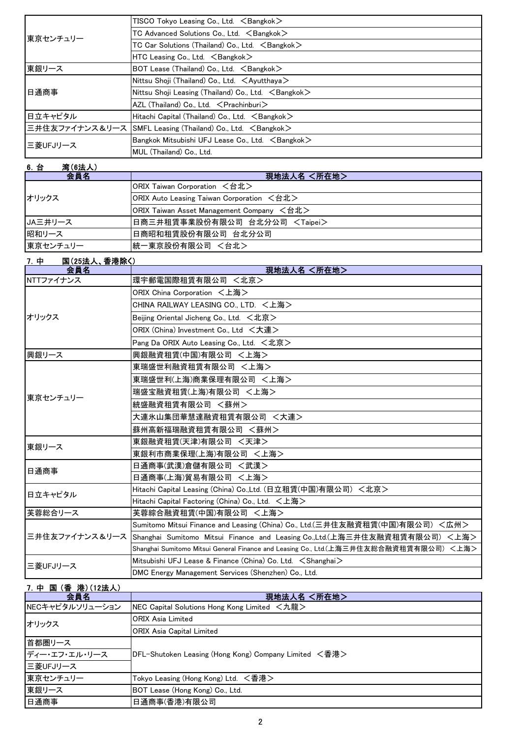| | |
|---|---|
| 東京センチュリー | TISCO Tokyo Leasing Co., Ltd. ＜Bangkok＞ |
| | TC Advanced Solutions Co., Ltd. ＜Bangkok＞ |
| | TC Car Solutions (Thailand) Co., Ltd. ＜Bangkok＞ |
| | HTC Leasing Co., Ltd. ＜Bangkok＞ |
| 東銀リース | BOT Lease (Thailand) Co., Ltd. ＜Bangkok＞ |
| 日通商事 | Nittsu Shoji (Thailand) Co., Ltd. ＜Ayutthaya＞ |
| | Nittsu Shoji Leasing (Thailand) Co., Ltd. ＜Bangkok＞ |
| | AZL (Thailand) Co., Ltd. ＜Prachinburi＞ |
| 日立キャピタル | Hitachi Capital (Thailand) Co., Ltd. ＜Bangkok＞ |
| 三井住友ファイナンス＆リース | SMFL Leasing (Thailand) Co., Ltd. ＜Bangkok＞ |
| 三菱UFJリース | Bangkok Mitsubishi UFJ Lease Co., Ltd. ＜Bangkok＞ |
| | MUL (Thailand) Co., Ltd. |

## 6. 台　湾（6法人）

| 会員名 | 現地法人名 ＜所在地＞ |
|---|---|
| オリックス | ORIX Taiwan Corporation ＜台北＞ |
| | ORIX Auto Leasing Taiwan Corporation ＜台北＞ |
| | ORIX Taiwan Asset Management Company ＜台北＞ |
| JA三井リース | 日商三井租賃事業股份有限公司 台北分公司 ＜Taipei＞ |
| 昭和リース | 日商昭和租賃股份有限公司 台北分公司 |
| 東京センチュリー | 統一東京股份有限公司 ＜台北＞ |

## 7. 中　国（25法人、香港除く）

| 会員名 | 現地法人名 ＜所在地＞ |
|---|---|
| NTTファイナンス | 環宇郵電国際租賃有限公司 ＜北京＞ |
| オリックス | ORIX China Corporation ＜上海＞ |
| | CHINA RAILWAY LEASING CO., LTD. ＜上海＞ |
| | Beijing Oriental Jicheng Co., Ltd. ＜北京＞ |
| | ORIX (China) Investment Co., Ltd ＜大連＞ |
| | Pang Da ORIX Auto Leasing Co., Ltd. ＜北京＞ |
| 興銀リース | 興銀融資租賃(中国)有限公司 ＜上海＞ |
| 東京センチュリー | 東瑞盛世利融資租賃有限公司 ＜上海＞ |
| | 東瑞盛世利(上海)商業保理有限公司 ＜上海＞ |
| | 瑞盛宝融資租賃(上海)有限公司 ＜上海＞ |
| | 統盛融資租賃有限公司 ＜蘇州＞ |
| | 大連氷山集団華慧達融資租賃有限公司 ＜大連＞ |
| | 蘇州高新福瑞融資租賃有限公司 ＜蘇州＞ |
| 東銀リース | 東銀融資租賃(天津)有限公司 ＜天津＞ |
| | 東銀利市商業保理(上海)有限公司 ＜上海＞ |
| 日通商事 | 日通商事(武漢)倉儲有限公司 ＜武漢＞ |
| | 日通商事(上海)貿易有限公司 ＜上海＞ |
| 日立キャピタル | Hitachi Capital Leasing (China) Co.,Ltd. (日立租賃(中国)有限公司) ＜北京＞ |
| | Hitachi Capital Factoring (China) Co., Ltd. ＜上海＞ |
| 芙蓉総合リース | 芙蓉綜合融資租賃(中国)有限公司 ＜上海＞ |
| 三井住友ファイナンス＆リース | Sumitomo Mitsui Finance and Leasing (China) Co., Ltd.(三井住友融資租賃(中国)有限公司) ＜広州＞ |
| | Shanghai Sumitomo Mitsui Finance and Leasing Co.,Ltd.(上海三井住友融資租賃有限公司) ＜上海＞ |
| | Shanghai Sumitomo Mitsui General Finance and Leasing Co., Ltd.(上海三井住友総合融資租賃有限公司) ＜上海＞ |
| 三菱UFJリース | Mitsubishi UFJ Lease & Finance (China) Co. Ltd. ＜Shanghai＞ |
| | DMC Energy Management Services (Shenzhen) Co., Ltd. |

## 7. 中 国（香　港）（12法人）

| 会員名 | 現地法人名 ＜所在地＞ |
|---|---|
| NECキャピタルソリューション | NEC Capital Solutions Hong Kong Limited ＜九龍＞ |
| オリックス | ORIX Asia Limited |
| | ORIX Asia Capital Limited |
| 首都圏リース | DFL-Shutoken Leasing (Hong Kong) Company Limited ＜香港＞ |
| ディー・エフ・エル・リース | |
| 三菱UFJリース | |
| 東京センチュリー | Tokyo Leasing (Hong Kong) Ltd. ＜香港＞ |
| 東銀リース | BOT Lease (Hong Kong) Co., Ltd. |
| 日通商事 | 日通商事(香港)有限公司 |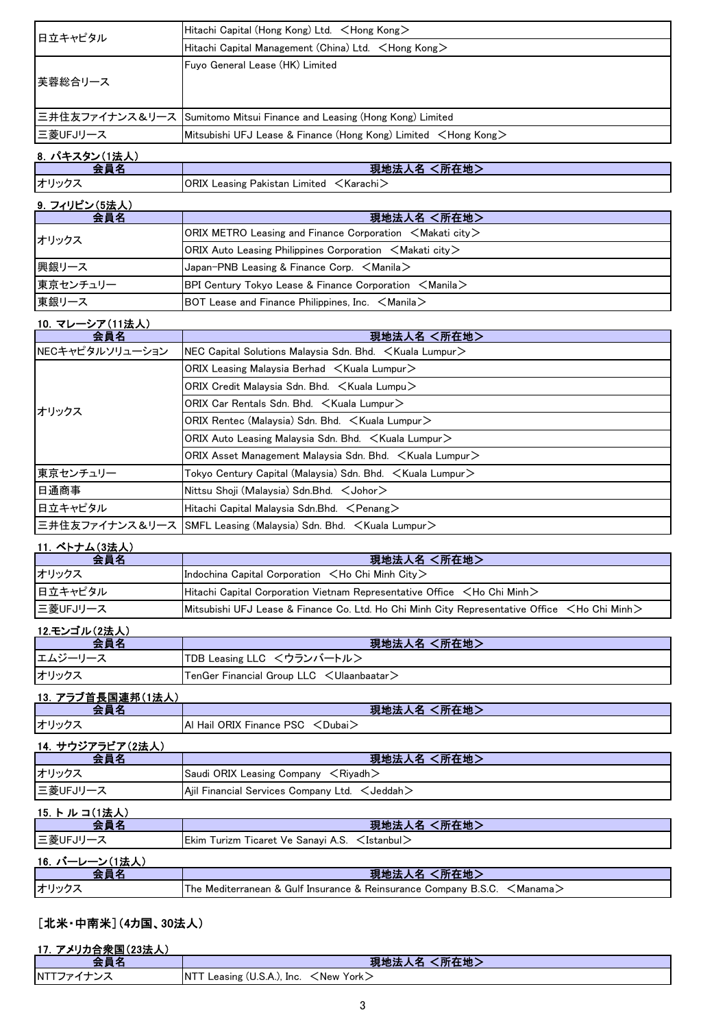| | |
|---|---|
| 日立キャピタル | Hitachi Capital (Hong Kong) Ltd. ＜Hong Kong＞ |
| | Hitachi Capital Management (China) Ltd. ＜Hong Kong＞ |
| 芙蓉総合リース | Fuyo General Lease (HK) Limited |
| 三井住友ファイナンス＆リース | Sumitomo Mitsui Finance and Leasing (Hong Kong) Limited |
| 三菱UFJリース | Mitsubishi UFJ Lease & Finance (Hong Kong) Limited ＜Hong Kong＞ |

**8. パキスタン(1法人)**

| 会員名 | 現地法人名 ＜所在地＞ |
|---|---|
| オリックス | ORIX Leasing Pakistan Limited ＜Karachi＞ |

**9. フィリピン(5法人)**

| 会員名 | 現地法人名 ＜所在地＞ |
|---|---|
| オリックス | ORIX METRO Leasing and Finance Corporation ＜Makati city＞ |
| | ORIX Auto Leasing Philippines Corporation ＜Makati city＞ |
| 興銀リース | Japan-PNB Leasing & Finance Corp. ＜Manila＞ |
| 東京センチュリー | BPI Century Tokyo Lease & Finance Corporation ＜Manila＞ |
| 東銀リース | BOT Lease and Finance Philippines, Inc. ＜Manila＞ |

**10. マレーシア(11法人)**

| 会員名 | 現地法人名 ＜所在地＞ |
|---|---|
| NECキャピタルソリューション | NEC Capital Solutions Malaysia Sdn. Bhd. ＜Kuala Lumpur＞ |
| オリックス | ORIX Leasing Malaysia Berhad ＜Kuala Lumpur＞ |
| | ORIX Credit Malaysia Sdn. Bhd. ＜Kuala Lumpu＞ |
| | ORIX Car Rentals Sdn. Bhd. ＜Kuala Lumpur＞ |
| | ORIX Rentec (Malaysia) Sdn. Bhd. ＜Kuala Lumpur＞ |
| | ORIX Auto Leasing Malaysia Sdn. Bhd. ＜Kuala Lumpur＞ |
| | ORIX Asset Management Malaysia Sdn. Bhd. ＜Kuala Lumpur＞ |
| 東京センチュリー | Tokyo Century Capital (Malaysia) Sdn. Bhd. ＜Kuala Lumpur＞ |
| 日通商事 | Nittsu Shoji (Malaysia) Sdn.Bhd. ＜Johor＞ |
| 日立キャピタル | Hitachi Capital Malaysia Sdn.Bhd. ＜Penang＞ |
| 三井住友ファイナンス＆リース | SMFL Leasing (Malaysia) Sdn. Bhd. ＜Kuala Lumpur＞ |

**11. ベトナム(3法人)**

| 会員名 | 現地法人名 ＜所在地＞ |
|---|---|
| オリックス | Indochina Capital Corporation ＜Ho Chi Minh City＞ |
| 日立キャピタル | Hitachi Capital Corporation Vietnam Representative Office ＜Ho Chi Minh＞ |
| 三菱UFJリース | Mitsubishi UFJ Lease & Finance Co. Ltd. Ho Chi Minh City Representative Office ＜Ho Chi Minh＞ |

**12.モンゴル(2法人)**

| 会員名 | 現地法人名 ＜所在地＞ |
|---|---|
| エムジーリース | TDB Leasing LLC ＜ウランバートル＞ |
| オリックス | TenGer Financial Group LLC ＜Ulaanbaatar＞ |

**13. アラブ首長国連邦(1法人)**

| 会員名 | 現地法人名 ＜所在地＞ |
|---|---|
| オリックス | Al Hail ORIX Finance PSC ＜Dubai＞ |

**14. サウジアラビア(2法人)**

| 会員名 | 現地法人名 ＜所在地＞ |
|---|---|
| オリックス | Saudi ORIX Leasing Company ＜Riyadh＞ |
| 三菱UFJリース | Ajil Financial Services Company Ltd. ＜Jeddah＞ |

**15. ト ル コ(1法人)**

| 会員名 | 現地法人名 ＜所在地＞ |
|---|---|
| 三菱UFJリース | Ekim Turizm Ticaret Ve Sanayi A.S. ＜Istanbul＞ |

**16. バーレーン(1法人)**

| 会員名 | 現地法人名 ＜所在地＞ |
|---|---|
| オリックス | The Mediterranean & Gulf Insurance & Reinsurance Company B.S.C. ＜Manama＞ |

## [北米・中南米](4カ国、30法人)

**17. アメリカ合衆国(23法人)**

| 会員名 | 現地法人名 ＜所在地＞ |
|---|---|
| NTTファイナンス | NTT Leasing (U.S.A.), Inc. ＜New York＞ |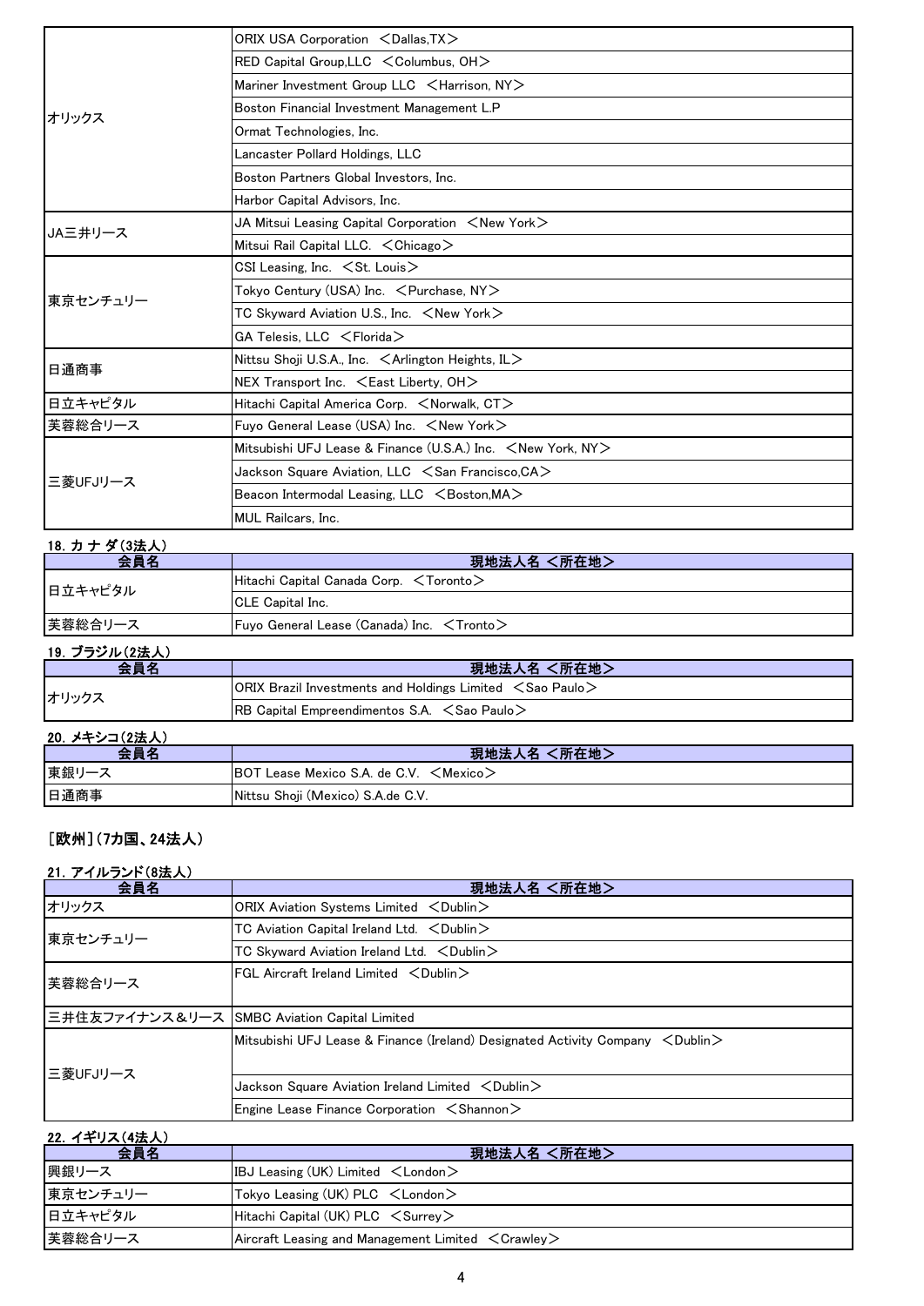| 会員名 | 現地法人名 <所在地> |
|---|---|
| オリックス | ORIX USA Corporation <Dallas,TX> |
| | RED Capital Group,LLC <Columbus, OH> |
| | Mariner Investment Group LLC <Harrison, NY> |
| | Boston Financial Investment Management L.P |
| | Ormat Technologies, Inc. |
| | Lancaster Pollard Holdings, LLC |
| | Boston Partners Global Investors, Inc. |
| | Harbor Capital Advisors, Inc. |
| JA三井リース | JA Mitsui Leasing Capital Corporation <New York> |
| | Mitsui Rail Capital LLC. <Chicago> |
| 東京センチュリー | CSI Leasing, Inc. <St. Louis> |
| | Tokyo Century (USA) Inc. <Purchase, NY> |
| | TC Skyward Aviation U.S., Inc. <New York> |
| | GA Telesis, LLC <Florida> |
| 日通商事 | Nittsu Shoji U.S.A., Inc. <Arlington Heights, IL> |
| | NEX Transport Inc. <East Liberty, OH> |
| 日立キャピタル | Hitachi Capital America Corp. <Norwalk, CT> |
| 芙蓉総合リース | Fuyo General Lease (USA) Inc. <New York> |
| 三菱UFJリース | Mitsubishi UFJ Lease & Finance (U.S.A.) Inc. <New York, NY> |
| | Jackson Square Aviation, LLC <San Francisco,CA> |
| | Beacon Intermodal Leasing, LLC <Boston,MA> |
| | MUL Railcars, Inc. |

**18. カナダ(3法人)**

| 会員名 | 現地法人名 <所在地> |
|---|---|
| 日立キャピタル | Hitachi Capital Canada Corp. <Toronto> |
| | CLE Capital Inc. |
| 芙蓉総合リース | Fuyo General Lease (Canada) Inc. <Tronto> |

**19. ブラジル(2法人)**

| 会員名 | 現地法人名 <所在地> |
|---|---|
| オリックス | ORIX Brazil Investments and Holdings Limited <Sao Paulo> |
| | RB Capital Empreendimentos S.A. <Sao Paulo> |

**20. メキシコ(2法人)**

| 会員名 | 現地法人名 <所在地> |
|---|---|
| 東銀リース | BOT Lease Mexico S.A. de C.V. <Mexico> |
| 日通商事 | Nittsu Shoji (Mexico) S.A.de C.V. |

## [欧州](7カ国、24法人)

**21. アイルランド(8法人)**

| 会員名 | 現地法人名 <所在地> |
|---|---|
| オリックス | ORIX Aviation Systems Limited <Dublin> |
| 東京センチュリー | TC Aviation Capital Ireland Ltd. <Dublin> |
| | TC Skyward Aviation Ireland Ltd. <Dublin> |
| 芙蓉総合リース | FGL Aircraft Ireland Limited <Dublin> |
| 三井住友ファイナンス&リース | SMBC Aviation Capital Limited |
| 三菱UFJリース | Mitsubishi UFJ Lease & Finance (Ireland) Designated Activity Company <Dublin> |
| | Jackson Square Aviation Ireland Limited <Dublin> |
| | Engine Lease Finance Corporation <Shannon> |

**22. イギリス(4法人)**

| 会員名 | 現地法人名 <所在地> |
|---|---|
| 興銀リース | IBJ Leasing (UK) Limited <London> |
| 東京センチュリー | Tokyo Leasing (UK) PLC <London> |
| 日立キャピタル | Hitachi Capital (UK) PLC <Surrey> |
| 芙蓉総合リース | Aircraft Leasing and Management Limited <Crawley> |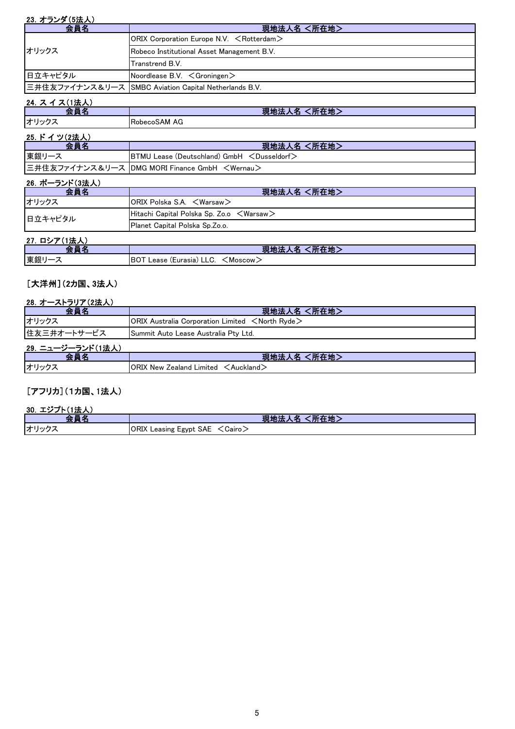23. オランダ（5法人）

| 会員名 | 現地法人名 ＜所在地＞ |
| --- | --- |
| オリックス | ORIX Corporation Europe N.V. ＜Rotterdam＞ |
| | Robeco Institutional Asset Management B.V. |
| | Transtrend B.V. |
| 日立キャピタル | Noordlease B.V. ＜Groningen＞ |
| 三井住友ファイナンス＆リース | SMBC Aviation Capital Netherlands B.V. |

24. ス イ ス（1法人）

| 会員名 | 現地法人名 ＜所在地＞ |
| --- | --- |
| オリックス | RobecoSAM AG |

25. ド イ ツ（2法人）

| 会員名 | 現地法人名 ＜所在地＞ |
| --- | --- |
| 東銀リース | BTMU Lease (Deutschland) GmbH ＜Dusseldorf＞ |
| 三井住友ファイナンス＆リース | DMG MORI Finance GmbH ＜Wernau＞ |

26. ポーランド（3法人）

| 会員名 | 現地法人名 ＜所在地＞ |
| --- | --- |
| オリックス | ORIX Polska S.A. ＜Warsaw＞ |
| 日立キャピタル | Hitachi Capital Polska Sp. Zo.o ＜Warsaw＞ |
| | Planet Capital Polska Sp.Zo.o. |

27. ロシア（1法人）

| 会員名 | 現地法人名 ＜所在地＞ |
| --- | --- |
| 東銀リース | BOT Lease (Eurasia) LLC. ＜Moscow＞ |

## [大洋州]（2カ国、3法人）

28. オーストラリア（2法人）

| 会員名 | 現地法人名 ＜所在地＞ |
| --- | --- |
| オリックス | ORIX Australia Corporation Limited ＜North Ryde＞ |
| 住友三井オートサービス | Summit Auto Lease Australia Pty Ltd. |

29. ニュージーランド（1法人）

| 会員名 | 現地法人名 ＜所在地＞ |
| --- | --- |
| オリックス | ORIX New Zealand Limited ＜Auckland＞ |

## [アフリカ]（1カ国、1法人）

30. エジプト（1法人）

| 会員名 | 現地法人名 ＜所在地＞ |
| --- | --- |
| オリックス | ORIX Leasing Egypt SAE ＜Cairo＞ |